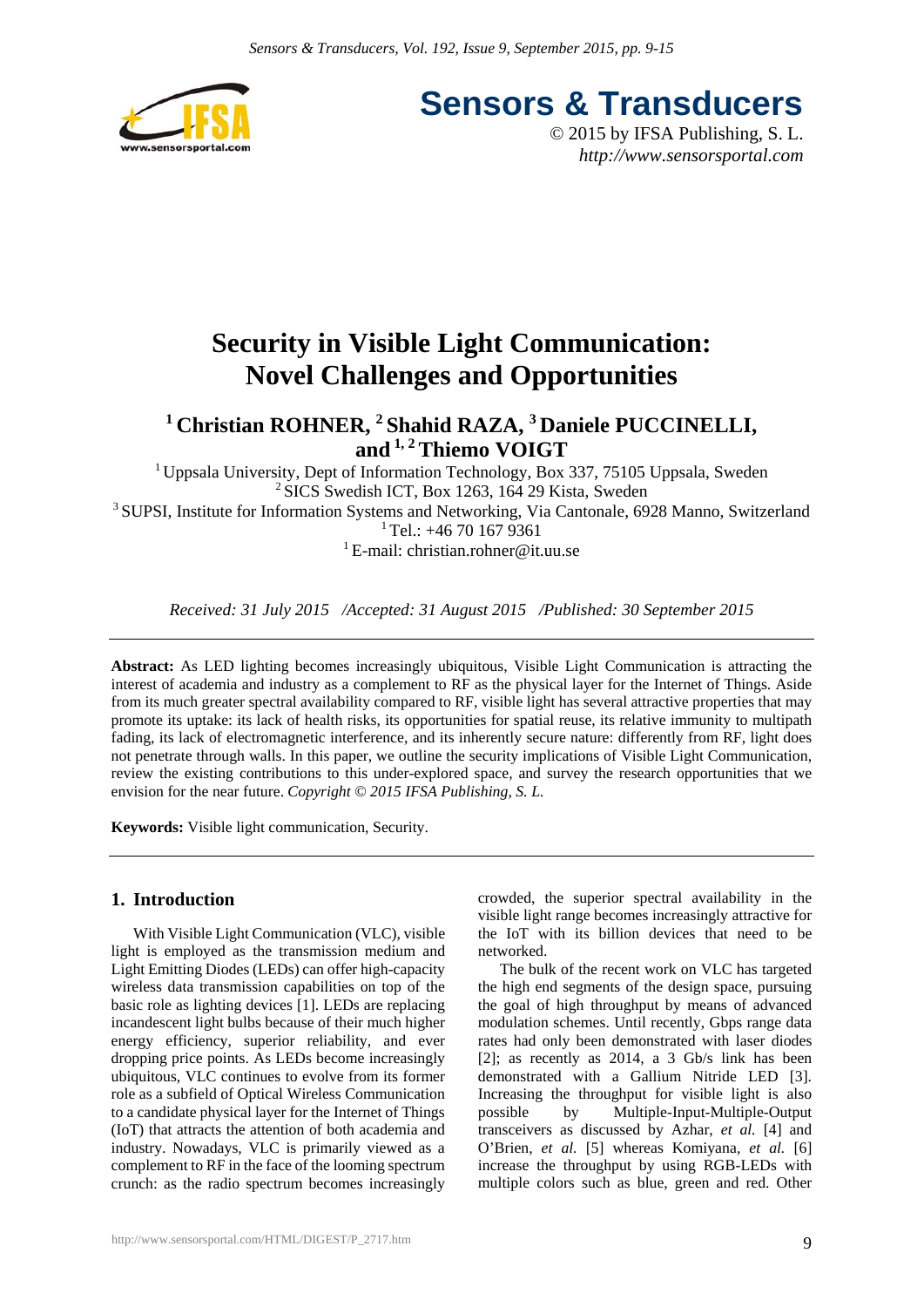# Security in Visible Light Communication: Novel Challenges and Opportunities

**[1] Christian ROHNER, [2] Shahid RAZA, [3] Daniele PUCCINELLI, and [1, 2] Thiemo VOIGT**

[1] Uppsala University, Dept of Information Technology, Box 337, 75105 Uppsala, Sweden
[2] SICS Swedish ICT, Box 1263, 164 29 Kista, Sweden
[3] SUPSI, Institute for Information Systems and Networking, Via Cantonale, 6928 Manno, Switzerland
[1] Tel.: +46 70 167 9361
[1] E-mail: christian.rohner@it.uu.se

*Received: 31 July 2015 /Accepted: 31 August 2015 /Published: 30 September 2015*

**Abstract:** As LED lighting becomes increasingly ubiquitous, Visible Light Communication is attracting the interest of academia and industry as a complement to RF as the physical layer for the Internet of Things. Aside from its much greater spectral availability compared to RF, visible light has several attractive properties that may promote its uptake: its lack of health risks, its opportunities for spatial reuse, its relative immunity to multipath fading, its lack of electromagnetic interference, and its inherently secure nature: differently from RF, light does not penetrate through walls. In this paper, we outline the security implications of Visible Light Communication, review the existing contributions to this under-explored space, and survey the research opportunities that we envision for the near future. *Copyright © 2015 IFSA Publishing, S. L.*

**Keywords:** Visible light communication, Security.

## 1. Introduction

With Visible Light Communication (VLC), visible light is employed as the transmission medium and Light Emitting Diodes (LEDs) can offer high-capacity wireless data transmission capabilities on top of the basic role as lighting devices [1]. LEDs are replacing incandescent light bulbs because of their much higher energy efficiency, superior reliability, and ever dropping price points. As LEDs become increasingly ubiquitous, VLC continues to evolve from its former role as a subfield of Optical Wireless Communication to a candidate physical layer for the Internet of Things (IoT) that attracts the attention of both academia and industry. Nowadays, VLC is primarily viewed as a complement to RF in the face of the looming spectrum crunch: as the radio spectrum becomes increasingly crowded, the superior spectral availability in the visible light range becomes increasingly attractive for the IoT with its billion devices that need to be networked.

The bulk of the recent work on VLC has targeted the high end segments of the design space, pursuing the goal of high throughput by means of advanced modulation schemes. Until recently, Gbps range data rates had only been demonstrated with laser diodes [2]; as recently as 2014, a 3 Gb/s link has been demonstrated with a Gallium Nitride LED [3]. Increasing the throughput for visible light is also possible by Multiple-Input-Multiple-Output transceivers as discussed by Azhar, *et al.* [4] and O'Brien, *et al.* [5] whereas Komiyana, *et al.* [6] increase the throughput by using RGB-LEDs with multiple colors such as blue, green and red. Other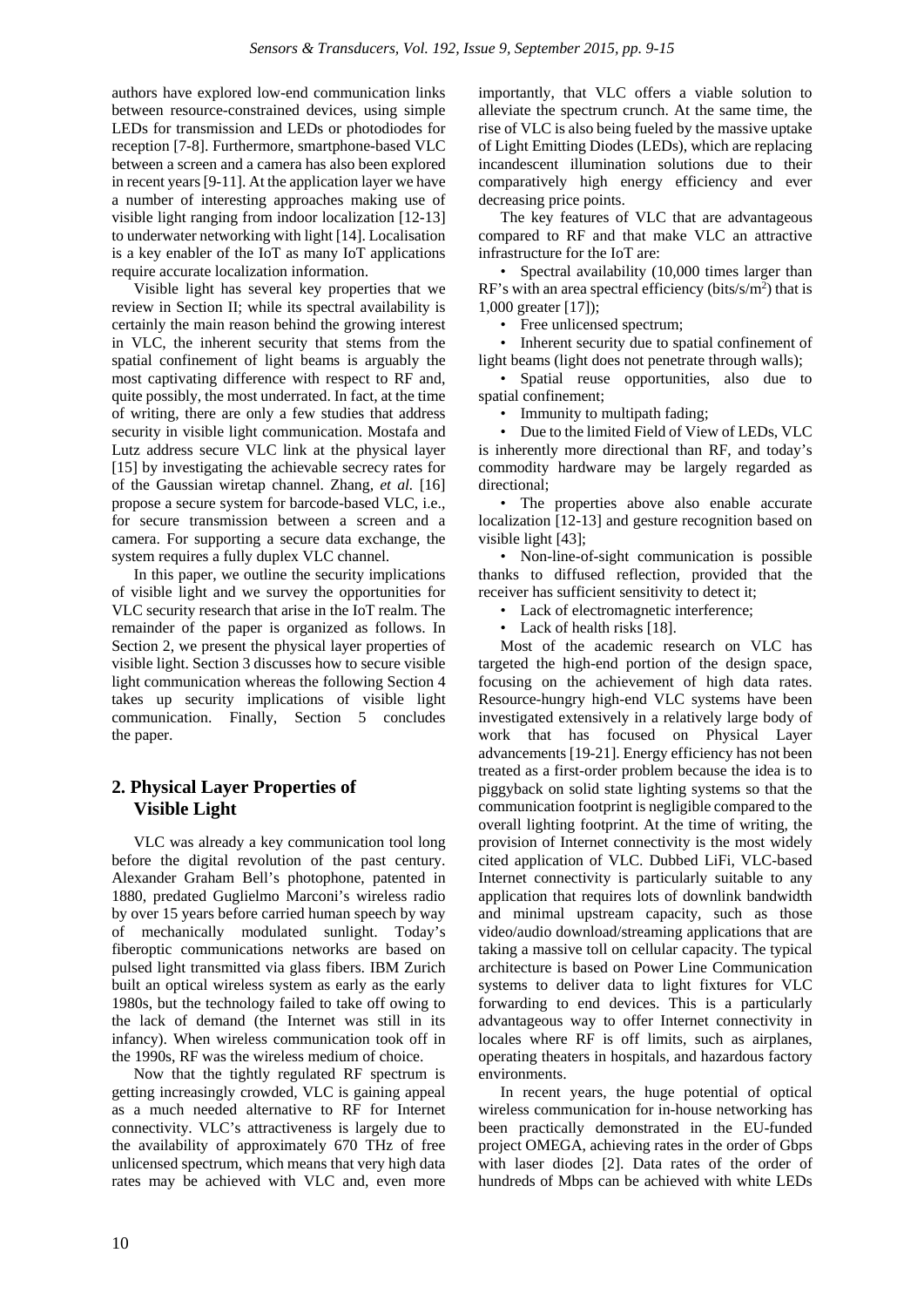authors have explored low-end communication links between resource-constrained devices, using simple LEDs for transmission and LEDs or photodiodes for reception [7-8]. Furthermore, smartphone-based VLC between a screen and a camera has also been explored in recent years [9-11]. At the application layer we have a number of interesting approaches making use of visible light ranging from indoor localization [12-13] to underwater networking with light [14]. Localisation is a key enabler of the IoT as many IoT applications require accurate localization information.

Visible light has several key properties that we review in Section II; while its spectral availability is certainly the main reason behind the growing interest in VLC, the inherent security that stems from the spatial confinement of light beams is arguably the most captivating difference with respect to RF and, quite possibly, the most underrated. In fact, at the time of writing, there are only a few studies that address security in visible light communication. Mostafa and Lutz address secure VLC link at the physical layer [15] by investigating the achievable secrecy rates for of the Gaussian wiretap channel. Zhang, *et al.* [16] propose a secure system for barcode-based VLC, i.e., for secure transmission between a screen and a camera. For supporting a secure data exchange, the system requires a fully duplex VLC channel.

In this paper, we outline the security implications of visible light and we survey the opportunities for VLC security research that arise in the IoT realm. The remainder of the paper is organized as follows. In Section 2, we present the physical layer properties of visible light. Section 3 discusses how to secure visible light communication whereas the following Section 4 takes up security implications of visible light communication. Finally, Section 5 concludes the paper.

## 2. Physical Layer Properties of Visible Light

VLC was already a key communication tool long before the digital revolution of the past century. Alexander Graham Bell's photophone, patented in 1880, predated Guglielmo Marconi's wireless radio by over 15 years before carried human speech by way of mechanically modulated sunlight. Today's fiberoptic communications networks are based on pulsed light transmitted via glass fibers. IBM Zurich built an optical wireless system as early as the early 1980s, but the technology failed to take off owing to the lack of demand (the Internet was still in its infancy). When wireless communication took off in the 1990s, RF was the wireless medium of choice.

Now that the tightly regulated RF spectrum is getting increasingly crowded, VLC is gaining appeal as a much needed alternative to RF for Internet connectivity. VLC's attractiveness is largely due to the availability of approximately 670 THz of free unlicensed spectrum, which means that very high data rates may be achieved with VLC and, even more importantly, that VLC offers a viable solution to alleviate the spectrum crunch. At the same time, the rise of VLC is also being fueled by the massive uptake of Light Emitting Diodes (LEDs), which are replacing incandescent illumination solutions due to their comparatively high energy efficiency and ever decreasing price points.

The key features of VLC that are advantageous compared to RF and that make VLC an attractive infrastructure for the IoT are:

- Spectral availability (10,000 times larger than RF's with an area spectral efficiency (bits/s/m$^2$) that is 1,000 greater [17]);
- Free unlicensed spectrum;
- Inherent security due to spatial confinement of light beams (light does not penetrate through walls);
- Spatial reuse opportunities, also due to spatial confinement;
- Immunity to multipath fading;
- Due to the limited Field of View of LEDs, VLC is inherently more directional than RF, and today's commodity hardware may be largely regarded as directional;
- The properties above also enable accurate localization [12-13] and gesture recognition based on visible light [43];
- Non-line-of-sight communication is possible thanks to diffused reflection, provided that the receiver has sufficient sensitivity to detect it;
- Lack of electromagnetic interference;
- Lack of health risks [18].

Most of the academic research on VLC has targeted the high-end portion of the design space, focusing on the achievement of high data rates. Resource-hungry high-end VLC systems have been investigated extensively in a relatively large body of work that has focused on Physical Layer advancements [19-21]. Energy efficiency has not been treated as a first-order problem because the idea is to piggyback on solid state lighting systems so that the communication footprint is negligible compared to the overall lighting footprint. At the time of writing, the provision of Internet connectivity is the most widely cited application of VLC. Dubbed LiFi, VLC-based Internet connectivity is particularly suitable to any application that requires lots of downlink bandwidth and minimal upstream capacity, such as those video/audio download/streaming applications that are taking a massive toll on cellular capacity. The typical architecture is based on Power Line Communication systems to deliver data to light fixtures for VLC forwarding to end devices. This is a particularly advantageous way to offer Internet connectivity in locales where RF is off limits, such as airplanes, operating theaters in hospitals, and hazardous factory environments.

In recent years, the huge potential of optical wireless communication for in-house networking has been practically demonstrated in the EU-funded project OMEGA, achieving rates in the order of Gbps with laser diodes [2]. Data rates of the order of hundreds of Mbps can be achieved with white LEDs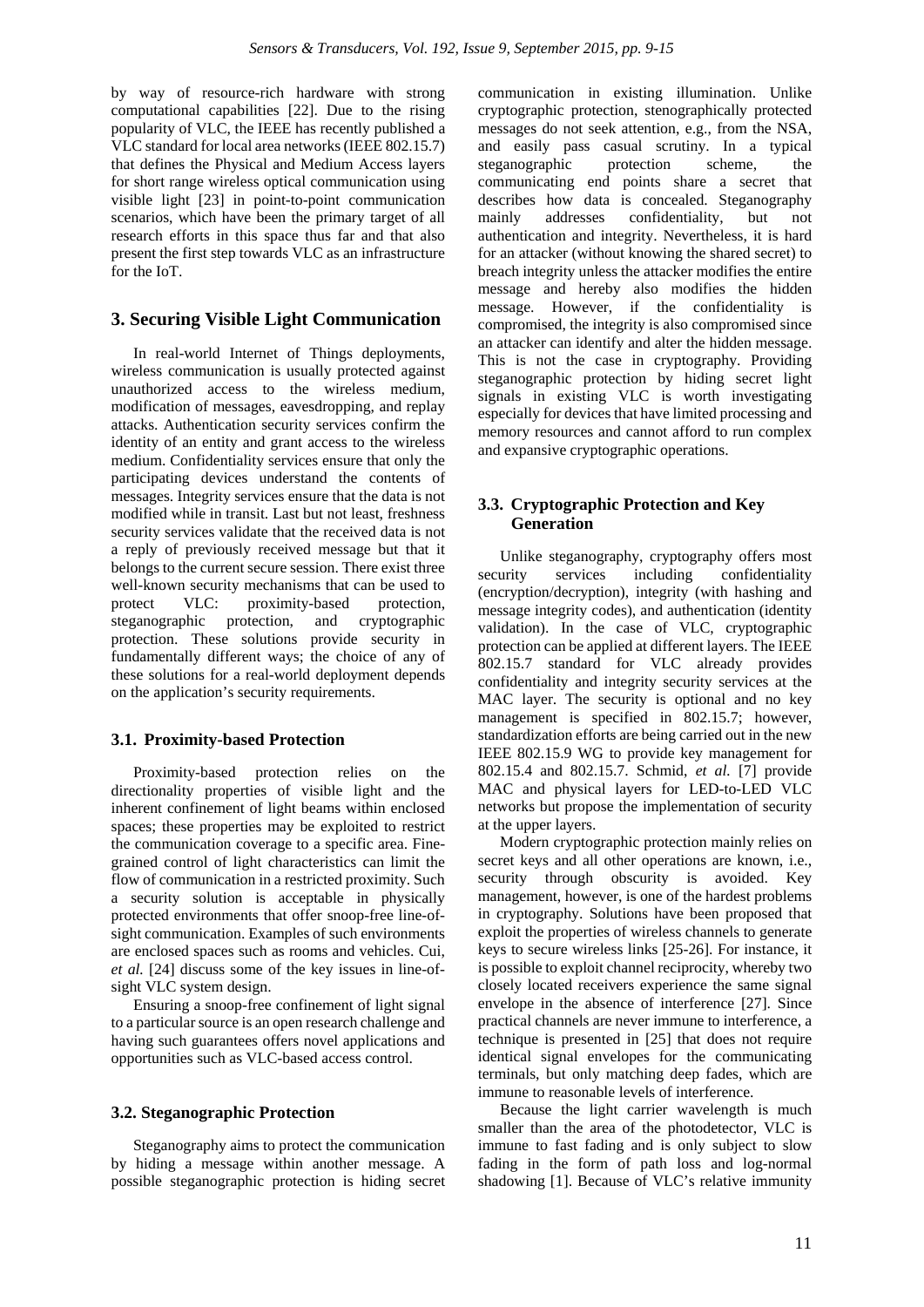by way of resource-rich hardware with strong computational capabilities [22]. Due to the rising popularity of VLC, the IEEE has recently published a VLC standard for local area networks (IEEE 802.15.7) that defines the Physical and Medium Access layers for short range wireless optical communication using visible light [23] in point-to-point communication scenarios, which have been the primary target of all research efforts in this space thus far and that also present the first step towards VLC as an infrastructure for the IoT.

## 3. Securing Visible Light Communication

In real-world Internet of Things deployments, wireless communication is usually protected against unauthorized access to the wireless medium, modification of messages, eavesdropping, and replay attacks. Authentication security services confirm the identity of an entity and grant access to the wireless medium. Confidentiality services ensure that only the participating devices understand the contents of messages. Integrity services ensure that the data is not modified while in transit. Last but not least, freshness security services validate that the received data is not a reply of previously received message but that it belongs to the current secure session. There exist three well-known security mechanisms that can be used to protect VLC: proximity-based protection, steganographic protection, and cryptographic protection. These solutions provide security in fundamentally different ways; the choice of any of these solutions for a real-world deployment depends on the application's security requirements.

### 3.1. Proximity-based Protection

Proximity-based protection relies on the directionality properties of visible light and the inherent confinement of light beams within enclosed spaces; these properties may be exploited to restrict the communication coverage to a specific area. Fine-grained control of light characteristics can limit the flow of communication in a restricted proximity. Such a security solution is acceptable in physically protected environments that offer snoop-free line-of-sight communication. Examples of such environments are enclosed spaces such as rooms and vehicles. Cui, *et al.* [24] discuss some of the key issues in line-of-sight VLC system design.

Ensuring a snoop-free confinement of light signal to a particular source is an open research challenge and having such guarantees offers novel applications and opportunities such as VLC-based access control.

### 3.2. Steganographic Protection

Steganography aims to protect the communication by hiding a message within another message. A possible steganographic protection is hiding secret communication in existing illumination. Unlike cryptographic protection, stenographically protected messages do not seek attention, e.g., from the NSA, and easily pass casual scrutiny. In a typical steganographic protection scheme, the communicating end points share a secret that describes how data is concealed. Steganography mainly addresses confidentiality, but not authentication and integrity. Nevertheless, it is hard for an attacker (without knowing the shared secret) to breach integrity unless the attacker modifies the entire message and hereby also modifies the hidden message. However, if the confidentiality is compromised, the integrity is also compromised since an attacker can identify and alter the hidden message. This is not the case in cryptography. Providing steganographic protection by hiding secret light signals in existing VLC is worth investigating especially for devices that have limited processing and memory resources and cannot afford to run complex and expansive cryptographic operations.

### 3.3. Cryptographic Protection and Key Generation

Unlike steganography, cryptography offers most security services including confidentiality (encryption/decryption), integrity (with hashing and message integrity codes), and authentication (identity validation). In the case of VLC, cryptographic protection can be applied at different layers. The IEEE 802.15.7 standard for VLC already provides confidentiality and integrity security services at the MAC layer. The security is optional and no key management is specified in 802.15.7; however, standardization efforts are being carried out in the new IEEE 802.15.9 WG to provide key management for 802.15.4 and 802.15.7. Schmid, *et al.* [7] provide MAC and physical layers for LED-to-LED VLC networks but propose the implementation of security at the upper layers.

Modern cryptographic protection mainly relies on secret keys and all other operations are known, i.e., security through obscurity is avoided. Key management, however, is one of the hardest problems in cryptography. Solutions have been proposed that exploit the properties of wireless channels to generate keys to secure wireless links [25-26]. For instance, it is possible to exploit channel reciprocity, whereby two closely located receivers experience the same signal envelope in the absence of interference [27]. Since practical channels are never immune to interference, a technique is presented in [25] that does not require identical signal envelopes for the communicating terminals, but only matching deep fades, which are immune to reasonable levels of interference.

Because the light carrier wavelength is much smaller than the area of the photodetector, VLC is immune to fast fading and is only subject to slow fading in the form of path loss and log-normal shadowing [1]. Because of VLC's relative immunity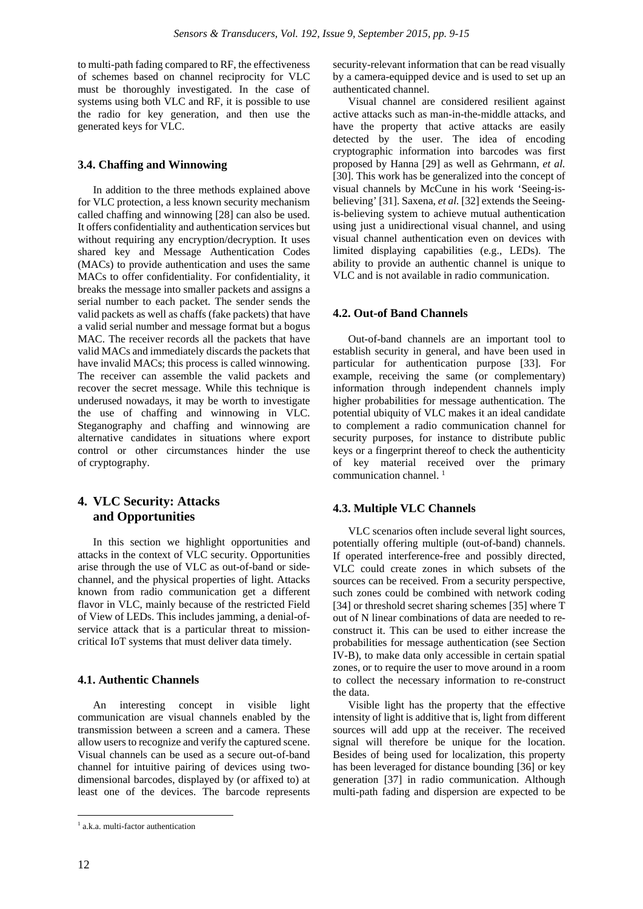to multi-path fading compared to RF, the effectiveness of schemes based on channel reciprocity for VLC must be thoroughly investigated. In the case of systems using both VLC and RF, it is possible to use the radio for key generation, and then use the generated keys for VLC.

### 3.4. Chaffing and Winnowing

In addition to the three methods explained above for VLC protection, a less known security mechanism called chaffing and winnowing [28] can also be used. It offers confidentiality and authentication services but without requiring any encryption/decryption. It uses shared key and Message Authentication Codes (MACs) to provide authentication and uses the same MACs to offer confidentiality. For confidentiality, it breaks the message into smaller packets and assigns a serial number to each packet. The sender sends the valid packets as well as chaffs (fake packets) that have a valid serial number and message format but a bogus MAC. The receiver records all the packets that have valid MACs and immediately discards the packets that have invalid MACs; this process is called winnowing. The receiver can assemble the valid packets and recover the secret message. While this technique is underused nowadays, it may be worth to investigate the use of chaffing and winnowing in VLC. Steganography and chaffing and winnowing are alternative candidates in situations where export control or other circumstances hinder the use of cryptography.

## 4. VLC Security: Attacks and Opportunities

In this section we highlight opportunities and attacks in the context of VLC security. Opportunities arise through the use of VLC as out-of-band or side-channel, and the physical properties of light. Attacks known from radio communication get a different flavor in VLC, mainly because of the restricted Field of View of LEDs. This includes jamming, a denial-of-service attack that is a particular threat to mission-critical IoT systems that must deliver data timely.

### 4.1. Authentic Channels

An interesting concept in visible light communication are visual channels enabled by the transmission between a screen and a camera. These allow users to recognize and verify the captured scene. Visual channels can be used as a secure out-of-band channel for intuitive pairing of devices using two-dimensional barcodes, displayed by (or affixed to) at least one of the devices. The barcode represents security-relevant information that can be read visually by a camera-equipped device and is used to set up an authenticated channel.

Visual channel are considered resilient against active attacks such as man-in-the-middle attacks, and have the property that active attacks are easily detected by the user. The idea of encoding cryptographic information into barcodes was first proposed by Hanna [29] as well as Gehrmann, *et al.* [30]. This work has be generalized into the concept of visual channels by McCune in his work 'Seeing-is-believing' [31]. Saxena, *et al.* [32] extends the Seeing-is-believing system to achieve mutual authentication using just a unidirectional visual channel, and using visual channel authentication even on devices with limited displaying capabilities (e.g., LEDs). The ability to provide an authentic channel is unique to VLC and is not available in radio communication.

### 4.2. Out-of Band Channels

Out-of-band channels are an important tool to establish security in general, and have been used in particular for authentication purpose [33]. For example, receiving the same (or complementary) information through independent channels imply higher probabilities for message authentication. The potential ubiquity of VLC makes it an ideal candidate to complement a radio communication channel for security purposes, for instance to distribute public keys or a fingerprint thereof to check the authenticity of key material received over the primary communication channel. [1]

### 4.3. Multiple VLC Channels

VLC scenarios often include several light sources, potentially offering multiple (out-of-band) channels. If operated interference-free and possibly directed, VLC could create zones in which subsets of the sources can be received. From a security perspective, such zones could be combined with network coding [34] or threshold secret sharing schemes [35] where T out of N linear combinations of data are needed to re-construct it. This can be used to either increase the probabilities for message authentication (see Section IV-B), to make data only accessible in certain spatial zones, or to require the user to move around in a room to collect the necessary information to re-construct the data.

Visible light has the property that the effective intensity of light is additive that is, light from different sources will add upp at the receiver. The received signal will therefore be unique for the location. Besides of being used for localization, this property has been leveraged for distance bounding [36] or key generation [37] in radio communication. Although multi-path fading and dispersion are expected to be

[1] a.k.a. multi-factor authentication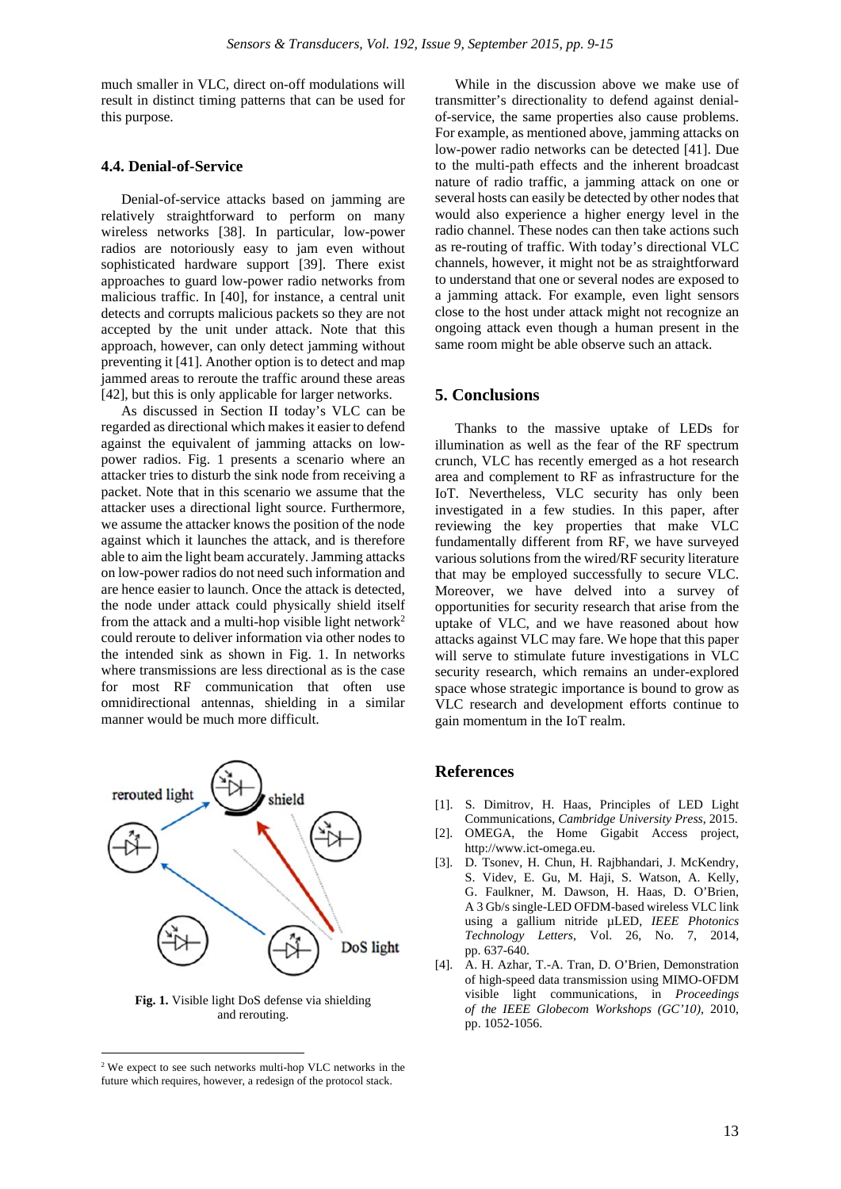much smaller in VLC, direct on-off modulations will result in distinct timing patterns that can be used for this purpose.

### 4.4. Denial-of-Service

Denial-of-service attacks based on jamming are relatively straightforward to perform on many wireless networks [38]. In particular, low-power radios are notoriously easy to jam even without sophisticated hardware support [39]. There exist approaches to guard low-power radio networks from malicious traffic. In [40], for instance, a central unit detects and corrupts malicious packets so they are not accepted by the unit under attack. Note that this approach, however, can only detect jamming without preventing it [41]. Another option is to detect and map jammed areas to reroute the traffic around these areas [42], but this is only applicable for larger networks.

As discussed in Section II today's VLC can be regarded as directional which makes it easier to defend against the equivalent of jamming attacks on low-power radios. Fig. 1 presents a scenario where an attacker tries to disturb the sink node from receiving a packet. Note that in this scenario we assume that the attacker uses a directional light source. Furthermore, we assume the attacker knows the position of the node against which it launches the attack, and is therefore able to aim the light beam accurately. Jamming attacks on low-power radios do not need such information and are hence easier to launch. Once the attack is detected, the node under attack could physically shield itself from the attack and a multi-hop visible light network[2] could reroute to deliver information via other nodes to the intended sink as shown in Fig. 1. In networks where transmissions are less directional as is the case for most RF communication that often use omnidirectional antennas, shielding in a similar manner would be much more difficult.

Fig. 1. Visible light DoS defense via shielding and rerouting.

While in the discussion above we make use of transmitter's directionality to defend against denial-of-service, the same properties also cause problems. For example, as mentioned above, jamming attacks on low-power radio networks can be detected [41]. Due to the multi-path effects and the inherent broadcast nature of radio traffic, a jamming attack on one or several hosts can easily be detected by other nodes that would also experience a higher energy level in the radio channel. These nodes can then take actions such as re-routing of traffic. With today's directional VLC channels, however, it might not be as straightforward to understand that one or several nodes are exposed to a jamming attack. For example, even light sensors close to the host under attack might not recognize an ongoing attack even though a human present in the same room might be able observe such an attack.

## 5. Conclusions

Thanks to the massive uptake of LEDs for illumination as well as the fear of the RF spectrum crunch, VLC has recently emerged as a hot research area and complement to RF as infrastructure for the IoT. Nevertheless, VLC security has only been investigated in a few studies. In this paper, after reviewing the key properties that make VLC fundamentally different from RF, we have surveyed various solutions from the wired/RF security literature that may be employed successfully to secure VLC. Moreover, we have delved into a survey of opportunities for security research that arise from the uptake of VLC, and we have reasoned about how attacks against VLC may fare. We hope that this paper will serve to stimulate future investigations in VLC security research, which remains an under-explored space whose strategic importance is bound to grow as VLC research and development efforts continue to gain momentum in the IoT realm.

## References

[1]. S. Dimitrov, H. Haas, Principles of LED Light Communications, *Cambridge University Press*, 2015.

[2]. OMEGA, the Home Gigabit Access project, http://www.ict-omega.eu.

[3]. D. Tsonev, H. Chun, H. Rajbhandari, J. McKendry, S. Videv, E. Gu, M. Haji, S. Watson, A. Kelly, G. Faulkner, M. Dawson, H. Haas, D. O'Brien, A 3 Gb/s single-LED OFDM-based wireless VLC link using a gallium nitride μLED, *IEEE Photonics Technology Letters*, Vol. 26, No. 7, 2014, pp. 637-640.

[4]. A. H. Azhar, T.-A. Tran, D. O'Brien, Demonstration of high-speed data transmission using MIMO-OFDM visible light communications, in *Proceedings of the IEEE Globecom Workshops (GC'10)*, 2010, pp. 1052-1056.

---

[2] We expect to see such networks multi-hop VLC networks in the future which requires, however, a redesign of the protocol stack.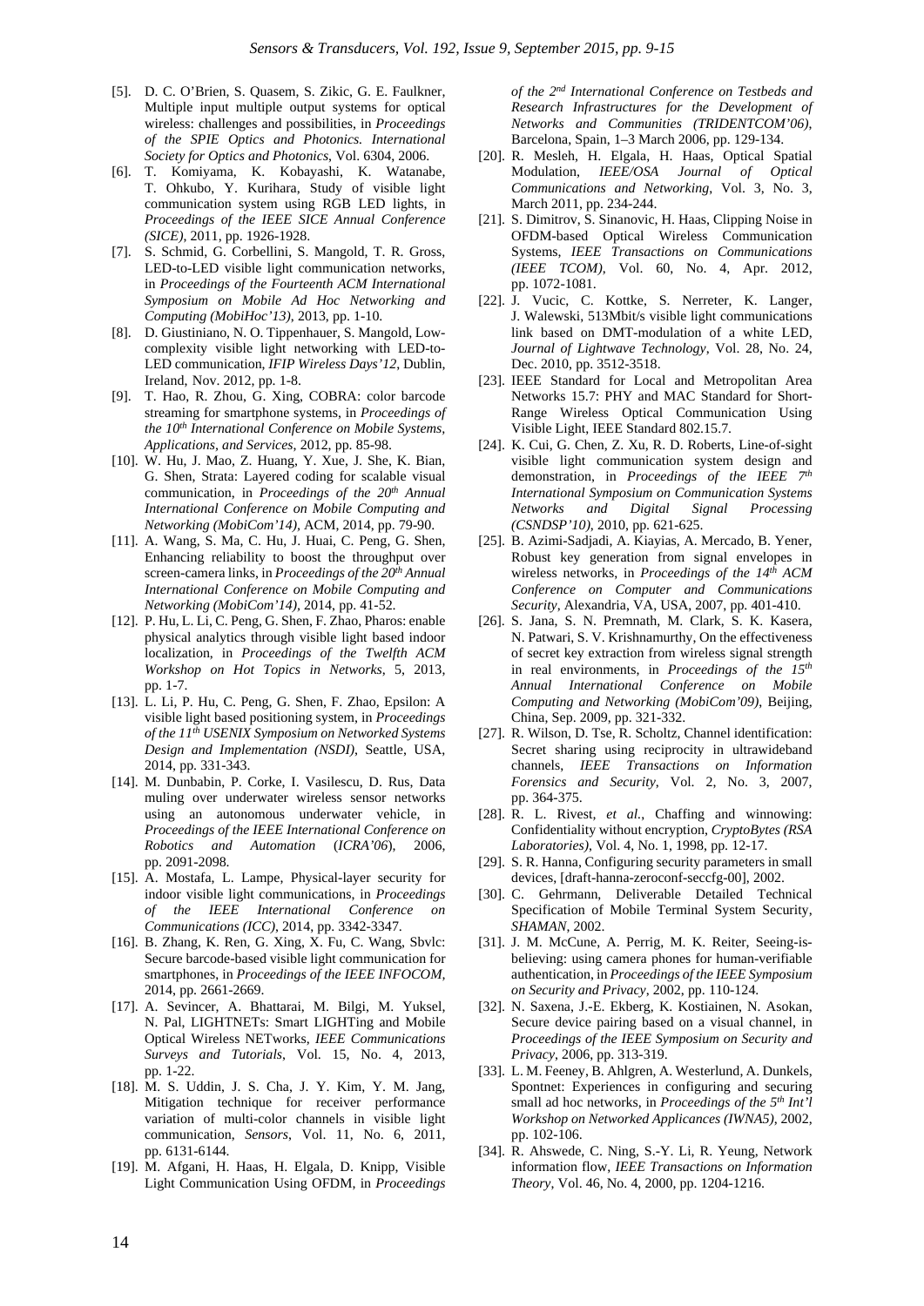[5]. D. C. O'Brien, S. Quasem, S. Zikic, G. E. Faulkner, Multiple input multiple output systems for optical wireless: challenges and possibilities, in *Proceedings of the SPIE Optics and Photonics. International Society for Optics and Photonics*, Vol. 6304, 2006.

[6]. T. Komiyama, K. Kobayashi, K. Watanabe, T. Ohkubo, Y. Kurihara, Study of visible light communication system using RGB LED lights, in *Proceedings of the IEEE SICE Annual Conference (SICE)*, 2011, pp. 1926-1928.

[7]. S. Schmid, G. Corbellini, S. Mangold, T. R. Gross, LED-to-LED visible light communication networks, in *Proceedings of the Fourteenth ACM International Symposium on Mobile Ad Hoc Networking and Computing (MobiHoc'13)*, 2013, pp. 1-10.

[8]. D. Giustiniano, N. O. Tippenhauer, S. Mangold, Low-complexity visible light networking with LED-to-LED communication, *IFIP Wireless Days'12*, Dublin, Ireland, Nov. 2012, pp. 1-8.

[9]. T. Hao, R. Zhou, G. Xing, COBRA: color barcode streaming for smartphone systems, in *Proceedings of the 10th International Conference on Mobile Systems, Applications, and Services*, 2012, pp. 85-98.

[10]. W. Hu, J. Mao, Z. Huang, Y. Xue, J. She, K. Bian, G. Shen, Strata: Layered coding for scalable visual communication, in *Proceedings of the 20th Annual International Conference on Mobile Computing and Networking (MobiCom'14)*, ACM, 2014, pp. 79-90.

[11]. A. Wang, S. Ma, C. Hu, J. Huai, C. Peng, G. Shen, Enhancing reliability to boost the throughput over screen-camera links, in *Proceedings of the 20th Annual International Conference on Mobile Computing and Networking (MobiCom'14)*, 2014, pp. 41-52.

[12]. P. Hu, L. Li, C. Peng, G. Shen, F. Zhao, Pharos: enable physical analytics through visible light based indoor localization, in *Proceedings of the Twelfth ACM Workshop on Hot Topics in Networks*, 5, 2013, pp. 1-7.

[13]. L. Li, P. Hu, C. Peng, G. Shen, F. Zhao, Epsilon: A visible light based positioning system, in *Proceedings of the 11th USENIX Symposium on Networked Systems Design and Implementation (NSDI)*, Seattle, USA, 2014, pp. 331-343.

[14]. M. Dunbabin, P. Corke, I. Vasilescu, D. Rus, Data muling over underwater wireless sensor networks using an autonomous underwater vehicle, in *Proceedings of the IEEE International Conference on Robotics and Automation* (*ICRA'06*), 2006, pp. 2091-2098.

[15]. A. Mostafa, L. Lampe, Physical-layer security for indoor visible light communications, in *Proceedings of the IEEE International Conference on Communications (ICC)*, 2014, pp. 3342-3347.

[16]. B. Zhang, K. Ren, G. Xing, X. Fu, C. Wang, Sbvlc: Secure barcode-based visible light communication for smartphones, in *Proceedings of the IEEE INFOCOM*, 2014, pp. 2661-2669.

[17]. A. Sevincer, A. Bhattarai, M. Bilgi, M. Yuksel, N. Pal, LIGHTNETs: Smart LIGHTing and Mobile Optical Wireless NETworks, *IEEE Communications Surveys and Tutorials*, Vol. 15, No. 4, 2013, pp. 1-22.

[18]. M. S. Uddin, J. S. Cha, J. Y. Kim, Y. M. Jang, Mitigation technique for receiver performance variation of multi-color channels in visible light communication, *Sensors*, Vol. 11, No. 6, 2011, pp. 6131-6144.

[19]. M. Afgani, H. Haas, H. Elgala, D. Knipp, Visible Light Communication Using OFDM, in *Proceedings of the 2nd International Conference on Testbeds and Research Infrastructures for the Development of Networks and Communities (TRIDENTCOM'06)*, Barcelona, Spain, 1–3 March 2006, pp. 129-134.

[20]. R. Mesleh, H. Elgala, H. Haas, Optical Spatial Modulation, *IEEE/OSA Journal of Optical Communications and Networking*, Vol. 3, No. 3, March 2011, pp. 234-244.

[21]. S. Dimitrov, S. Sinanovic, H. Haas, Clipping Noise in OFDM-based Optical Wireless Communication Systems, *IEEE Transactions on Communications (IEEE TCOM)*, Vol. 60, No. 4, Apr. 2012, pp. 1072-1081.

[22]. J. Vucic, C. Kottke, S. Nerreter, K. Langer, J. Walewski, 513Mbit/s visible light communications link based on DMT-modulation of a white LED, *Journal of Lightwave Technology*, Vol. 28, No. 24, Dec. 2010, pp. 3512-3518.

[23]. IEEE Standard for Local and Metropolitan Area Networks 15.7: PHY and MAC Standard for Short-Range Wireless Optical Communication Using Visible Light, IEEE Standard 802.15.7.

[24]. K. Cui, G. Chen, Z. Xu, R. D. Roberts, Line-of-sight visible light communication system design and demonstration, in *Proceedings of the IEEE 7th International Symposium on Communication Systems Networks and Digital Signal Processing (CSNDSP'10)*, 2010, pp. 621-625.

[25]. B. Azimi-Sadjadi, A. Kiayias, A. Mercado, B. Yener, Robust key generation from signal envelopes in wireless networks, in *Proceedings of the 14th ACM Conference on Computer and Communications Security*, Alexandria, VA, USA, 2007, pp. 401-410.

[26]. S. Jana, S. N. Premnath, M. Clark, S. K. Kasera, N. Patwari, S. V. Krishnamurthy, On the effectiveness of secret key extraction from wireless signal strength in real environments, in *Proceedings of the 15th Annual International Conference on Mobile Computing and Networking (MobiCom'09)*, Beijing, China, Sep. 2009, pp. 321-332.

[27]. R. Wilson, D. Tse, R. Scholtz, Channel identification: Secret sharing using reciprocity in ultrawideband channels, *IEEE Transactions on Information Forensics and Security*, Vol. 2, No. 3, 2007, pp. 364-375.

[28]. R. L. Rivest, *et al.*, Chaffing and winnowing: Confidentiality without encryption, *CryptoBytes (RSA Laboratories)*, Vol. 4, No. 1, 1998, pp. 12-17.

[29]. S. R. Hanna, Configuring security parameters in small devices, [draft-hanna-zeroconf-seccfg-00], 2002.

[30]. C. Gehrmann, Deliverable Detailed Technical Specification of Mobile Terminal System Security, *SHAMAN*, 2002.

[31]. J. M. McCune, A. Perrig, M. K. Reiter, Seeing-is-believing: using camera phones for human-verifiable authentication, in *Proceedings of the IEEE Symposium on Security and Privacy*, 2002, pp. 110-124.

[32]. N. Saxena, J.-E. Ekberg, K. Kostiainen, N. Asokan, Secure device pairing based on a visual channel, in *Proceedings of the IEEE Symposium on Security and Privacy*, 2006, pp. 313-319.

[33]. L. M. Feeney, B. Ahlgren, A. Westerlund, A. Dunkels, Spontnet: Experiences in configuring and securing small ad hoc networks, in *Proceedings of the 5th Int'l Workshop on Networked Applicances (IWNA5)*, 2002, pp. 102-106.

[34]. R. Ahswede, C. Ning, S.-Y. Li, R. Yeung, Network information flow, *IEEE Transactions on Information Theory*, Vol. 46, No. 4, 2000, pp. 1204-1216.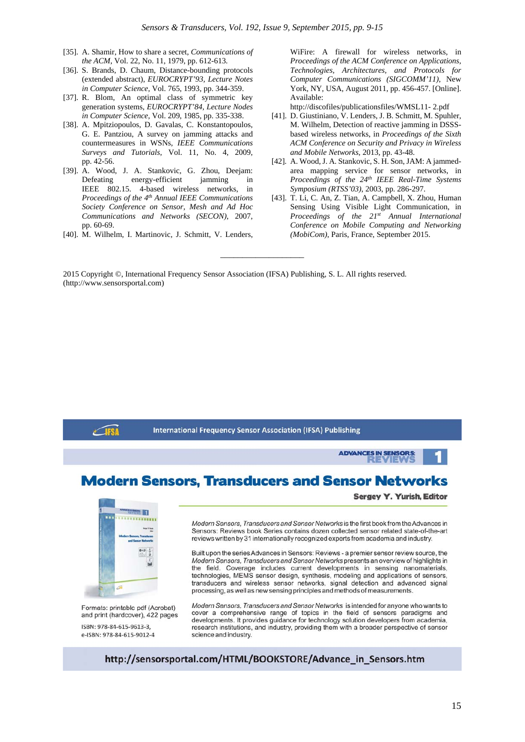[35]. A. Shamir, How to share a secret, *Communications of the ACM*, Vol. 22, No. 11, 1979, pp. 612-613.

[36]. S. Brands, D. Chaum, Distance-bounding protocols (extended abstract), *EUROCRYPT'93, Lecture Notes in Computer Science*, Vol. 765, 1993, pp. 344-359.

[37]. R. Blom, An optimal class of symmetric key generation systems, *EUROCRYPT'84, Lecture Nodes in Computer Science*, Vol. 209, 1985, pp. 335-338.

[38]. A. Mpitziopoulos, D. Gavalas, C. Konstantopoulos, G. E. Pantziou, A survey on jamming attacks and countermeasures in WSNs, *IEEE Communications Surveys and Tutorials*, Vol. 11, No. 4, 2009, pp. 42-56.

[39]. A. Wood, J. A. Stankovic, G. Zhou, Deejam: Defeating energy-efficient jamming in IEEE 802.15. 4-based wireless networks, in *Proceedings of the 4th Annual IEEE Communications Society Conference on Sensor, Mesh and Ad Hoc Communications and Networks (SECON)*, 2007, pp. 60-69.

[40]. M. Wilhelm, I. Martinovic, J. Schmitt, V. Lenders, WiFire: A firewall for wireless networks, in *Proceedings of the ACM Conference on Applications, Technologies, Architectures, and Protocols for Computer Communications (SIGCOMM'11)*, New York, NY, USA, August 2011, pp. 456-457. [Online]. Available: http://discofiles/publicationsfiles/WMSL11- 2.pdf

[41]. D. Giustiniano, V. Lenders, J. B. Schmitt, M. Spuhler, M. Wilhelm, Detection of reactive jamming in DSSS-based wireless networks, in *Proceedings of the Sixth ACM Conference on Security and Privacy in Wireless and Mobile Networks*, 2013, pp. 43-48.

[42]. A. Wood, J. A. Stankovic, S. H. Son, JAM: A jammed-area mapping service for sensor networks, in *Proceedings of the 24th IEEE Real-Time Systems Symposium (RTSS'03)*, 2003, pp. 286-297.

[43]. T. Li, C. An, Z. Tian, A. Campbell, X. Zhou, Human Sensing Using Visible Light Communication, in *Proceedings of the 21st Annual International Conference on Mobile Computing and Networking (MobiCom)*, Paris, France, September 2015.

---

2015 Copyright ©, International Frequency Sensor Association (IFSA) Publishing, S. L. All rights reserved. (http://www.sensorsportal.com)

International Frequency Sensor Association (IFSA) Publishing

ADVANCES IN SENSORS: REVIEWS 1

# Modern Sensors, Transducers and Sensor Networks

**Sergey Y. Yurish, Editor**

*Modern Sensors, Transducers and Sensor Networks* is the first book from the Advances in Sensors: Reviews book Series contains dozen collected sensor related state-of-the-art reviews written by 31 internationally recognized experts from academia and industry.

Built upon the series Advances in Sensors: Reviews - a premier sensor review source, the *Modern Sensors, Transducers and Sensor Networks* presents an overview of highlights in the field. Coverage includes current developments in sensing nanomaterials, technologies, MEMS sensor design, synthesis, modeling and applications of sensors, transducers and wireless sensor networks, signal detection and advanced signal processing, as well as new sensing principles and methods of measurements.

*Modern Sensors, Transducers and Sensor Networks* is intended for anyone who wants to cover a comprehensive range of topics in the field of sensors paradigms and developments. It provides guidance for technology solution developers from academia, research institutions, and industry, providing them with a broader perspective of sensor science and industry.

Formats: printable pdf (Acrobat) and print (hardcover), 422 pages

ISBN: 978-84-615-9613-3,
e-ISBN: 978-84-615-9012-4

**http://sensorsportal.com/HTML/BOOKSTORE/Advance_in_Sensors.htm**